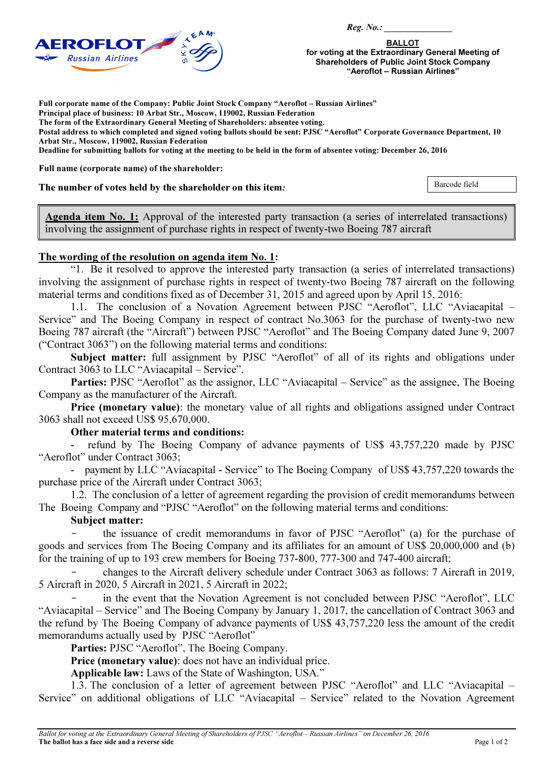*Reg. No.:* _______________

**BALLOT**
**for voting at the Extraordinary General Meeting of Shareholders of Public Joint Stock Company "Aeroflot – Russian Airlines"**

**Full corporate name of the Company: Public Joint Stock Company "Aeroflot – Russian Airlines"**
**Principal place of business: 10 Arbat Str., Moscow, 119002, Russian Federation**
**The form of the Extraordinary General Meeting of Shareholders: absentee voting.**
**Postal address to which completed and signed voting ballots should be sent: PJSC "Aeroflot" Corporate Governance Department, 10 Arbat Str., Moscow, 119002, Russian Federation**
**Deadline for submitting ballots for voting at the meeting to be held in the form of absentee voting: December 26, 2016**

**Full name (corporate name) of the shareholder:**

**The number of votes held by the shareholder on this item***:*

Barcode field

**Agenda item No. 1:** Approval of the interested party transaction (a series of interrelated transactions) involving the assignment of purchase rights in respect of twenty-two Boeing 787 aircraft

**The wording of the resolution on agenda item No. 1:**

"1. Be it resolved to approve the interested party transaction (a series of interrelated transactions) involving the assignment of purchase rights in respect of twenty-two Boeing 787 aircraft on the following material terms and conditions fixed as of December 31, 2015 and agreed upon by April 15, 2016:

1.1. The conclusion of a Novation Agreement between PJSC "Aeroflot", LLC "Aviacapital – Service" and The Boeing Company in respect of contract No.3063 for the purchase of twenty-two new Boeing 787 aircraft (the "Aircraft") between PJSC "Aeroflot" and The Boeing Company dated June 9, 2007 ("Contract 3063") on the following material terms and conditions:

**Subject matter:** full assignment by PJSC "Aeroflot" of all of its rights and obligations under Contract 3063 to LLC "Aviacapital – Service".

**Parties:** PJSC "Aeroflot" as the assignor, LLC "Aviacapital – Service" as the assignee, The Boeing Company as the manufacturer of the Aircraft.

**Price (monetary value)**: the monetary value of all rights and obligations assigned under Contract 3063 shall not exceed US$ 95,670,000.

**Other material terms and conditions:**

- refund by The Boeing Company of advance payments of US$ 43,757,220 made by PJSC "Aeroflot" under Contract 3063;
- payment by LLC "Aviacapital - Service" to The Boeing Company of US$ 43,757,220 towards the purchase price of the Aircraft under Contract 3063;

1.2. The conclusion of a letter of agreement regarding the provision of credit memorandums between The Boeing Company and "PJSC "Aeroflot" on the following material terms and conditions:

**Subject matter:**

- the issuance of credit memorandums in favor of PJSC "Aeroflot" (a) for the purchase of goods and services from The Boeing Company and its affiliates for an amount of US$ 20,000,000 and (b) for the training of up to 193 crew members for Boeing 737-800, 777-300 and 747-400 aircraft;
- changes to the Aircraft delivery schedule under Contract 3063 as follows: 7 Aircraft in 2019, 5 Aircraft in 2020, 5 Aircraft in 2021, 5 Aircraft in 2022;
- in the event that the Novation Agreement is not concluded between PJSC "Aeroflot", LLC "Aviacapital – Service" and The Boeing Company by January 1, 2017, the cancellation of Contract 3063 and the refund by The Boeing Company of advance payments of US$ 43,757,220 less the amount of the credit memorandums actually used by PJSC "Aeroflot"

**Parties:** PJSC "Aeroflot", The Boeing Company.

**Price (monetary value)**: does not have an individual price.

**Applicable law:** Laws of the State of Washington, USA."

1.3. The conclusion of a letter of agreement between PJSC "Aeroflot" and LLC "Aviacapital – Service" on additional obligations of LLC "Aviacapital – Service" related to the Novation Agreement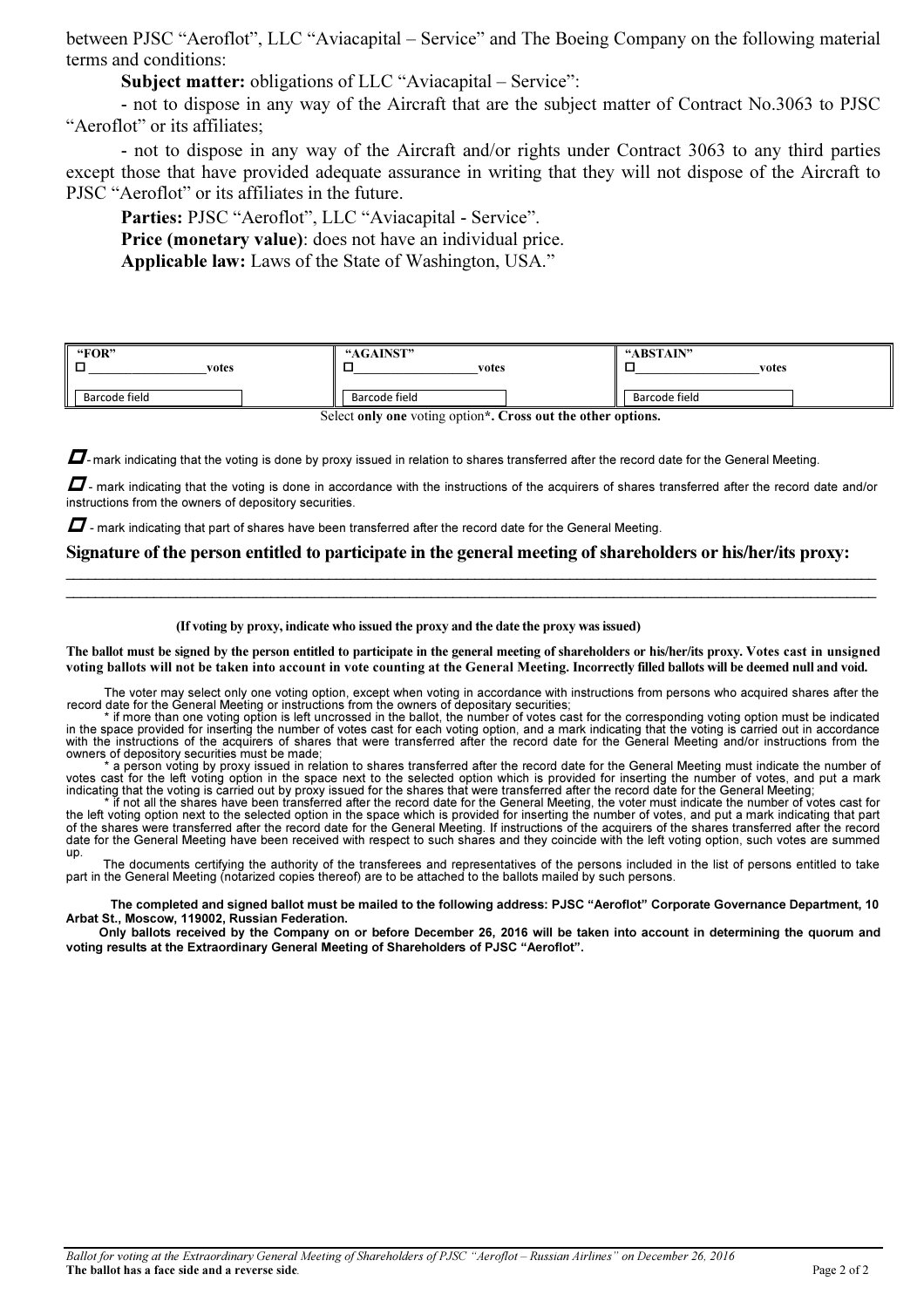between PJSC "Aeroflot", LLC "Aviacapital – Service" and The Boeing Company on the following material terms and conditions:

**Subject matter:** obligations of LLC "Aviacapital – Service":

- not to dispose in any way of the Aircraft that are the subject matter of Contract No.3063 to PJSC "Aeroflot" or its affiliates;

- not to dispose in any way of the Aircraft and/or rights under Contract 3063 to any third parties except those that have provided adequate assurance in writing that they will not dispose of the Aircraft to PJSC "Aeroflot" or its affiliates in the future.

**Parties:** PJSC "Aeroflot", LLC "Aviacapital - Service".

**Price (monetary value)**: does not have an individual price.

**Applicable law:** Laws of the State of Washington, USA."

| "FOR" | "AGAINST" | "ABSTAIN" |
|---|---|---|
| ☐ ________________ votes | ☐ ________________ votes | ☐ ________________ votes |
| Barcode field | Barcode field | Barcode field |

Select **only one** voting option*. **Cross out the other options.**

☐ - mark indicating that the voting is done by proxy issued in relation to shares transferred after the record date for the General Meeting.

☐ - mark indicating that the voting is done in accordance with the instructions of the acquirers of shares transferred after the record date and/or instructions from the owners of depository securities.

☐ - mark indicating that part of shares have been transferred after the record date for the General Meeting.

## Signature of the person entitled to participate in the general meeting of shareholders or his/her/its proxy:

_______________________________________________________________________________

_______________________________________________________________________________

**(If voting by proxy, indicate who issued the proxy and the date the proxy was issued)**

**The ballot must be signed by the person entitled to participate in the general meeting of shareholders or his/her/its proxy. Votes cast in unsigned voting ballots will not be taken into account in vote counting at the General Meeting. Incorrectly filled ballots will be deemed null and void.**

The voter may select only one voting option, except when voting in accordance with instructions from persons who acquired shares after the record date for the General Meeting or instructions from the owners of depositary securities;

* if more than one voting option is left uncrossed in the ballot, the number of votes cast for the corresponding voting option must be indicated in the space provided for inserting the number of votes cast for each voting option, and a mark indicating that the voting is carried out in accordance with the instructions of the acquirers of shares that were transferred after the record date for the General Meeting and/or instructions from the owners of depository securities must be made;

* a person voting by proxy issued in relation to shares transferred after the record date for the General Meeting must indicate the number of votes cast for the left voting option in the space next to the selected option which is provided for inserting the number of votes, and put a mark indicating that the voting is carried out by proxy issued for the shares that were transferred after the record date for the General Meeting;

* if not all the shares have been transferred after the record date for the General Meeting, the voter must indicate the number of votes cast for the left voting option next to the selected option in the space which is provided for inserting the number of votes, and put a mark indicating that part of the shares were transferred after the record date for the General Meeting. If instructions of the acquirers of the shares transferred after the record date for the General Meeting have been received with respect to such shares and they coincide with the left voting option, such votes are summed up.

The documents certifying the authority of the transferees and representatives of the persons included in the list of persons entitled to take part in the General Meeting (notarized copies thereof) are to be attached to the ballots mailed by such persons.

**The completed and signed ballot must be mailed to the following address: PJSC "Aeroflot" Corporate Governance Department, 10 Arbat St., Moscow, 119002, Russian Federation.**

**Only ballots received by the Company on or before December 26, 2016 will be taken into account in determining the quorum and voting results at the Extraordinary General Meeting of Shareholders of PJSC "Aeroflot".**

*Ballot for voting at the Extraordinary General Meeting of Shareholders of PJSC "Aeroflot – Russian Airlines" on December 26, 2016*
**The ballot has a face side and a reverse side**.